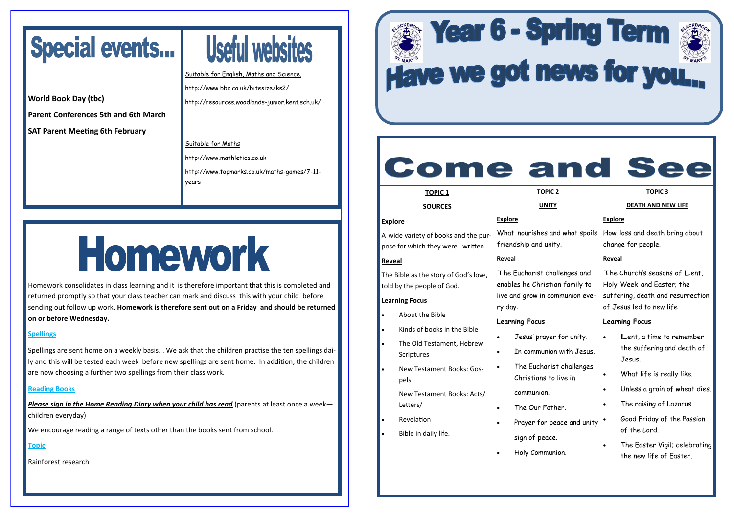# Year 6 - Spring Term

# Have we got news for you...

# Special events...

**World Book Day (tbc)**

**Parent Conferences 5th and 6th March**

**SAT Parent Meeting 6th February**

# Useful websites

Suitable for English, Maths and Science.

http://www.bbc.co.uk/bitesize/ks2/

http://resources.woodlands-junior.kent.sch.uk/

Suitable for Maths

http://www.mathletics.co.uk

http://www.topmarks.co.uk/maths-games/7-11-years

# Homework

Homework consolidates in class learning and it is therefore important that this is completed and returned promptly so that your class teacher can mark and discuss this with your child before sending out follow up work. **Homework is therefore sent out on a Friday and should be returned on or before Wednesday.**

**Spellings**

Spellings are sent home on a weekly basis. . We ask that the children practise the ten spellings daily and this will be tested each week before new spellings are sent home. In addition, the children are now choosing a further two spellings from their class work.

**Reading Books**

***Please sign in the Home Reading Diary when your child has read*** (parents at least once a week—children everyday)

We encourage reading a range of texts other than the books sent from school.

**Topic**

Rainforest research

# Come and See

## TOPIC 1

### SOURCES

**Explore**

A wide variety of books and the purpose for which they were written.

**Reveal**

The Bible as the story of God's love, told by the people of God.

**Learning Focus**

- About the Bible
- Kinds of books in the Bible
- The Old Testament, Hebrew Scriptures
- New Testament Books: Gospels

  New Testament Books: Acts/ Letters/
- Revelation
- Bible in daily life.

## TOPIC 2

### UNITY

**Explore**

What nourishes and what spoils friendship and unity.

**Reveal**

The Eucharist challenges and enables he Christian family to live and grow in communion every day.

**Learning Focus**

- Jesus' prayer for unity.
- In communion with Jesus.
- The Eucharist challenges Christians to live in

  communion.
- The Our Father.
- Prayer for peace and unity

  sign of peace.
- Holy Communion.

## TOPIC 3

### DEATH AND NEW LIFE

**Explore**

How loss and death bring about change for people.

**Reveal**

The Church's seasons of Lent, Holy Week and Easter; the suffering, death and resurrection of Jesus led to new life

**Learning Focus**

- Lent, a time to remember the suffering and death of Jesus.
- What life is really like.
- Unless a grain of wheat dies.
- The raising of Lazarus.
- Good Friday of the Passion of the Lord.
- The Easter Vigil; celebrating the new life of Easter.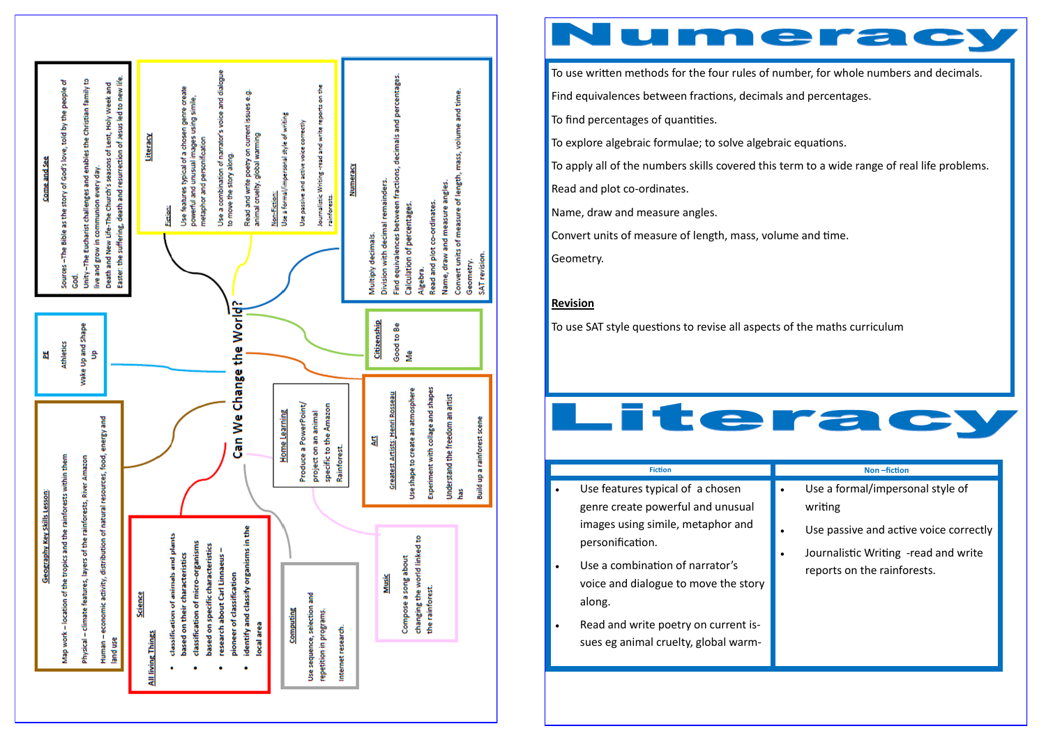# Can We Change the World?

**Come and see**

Sources –The bible as the story of God's love, told by the people of God.

Unity –The Eucharist challenges and enables the Christian family to live and grow in communion every day.

Death and New Life–The Church's seasons of Lent, Holy Week and Easter: the suffering, death and resurrection of Jesus led to new life.

**Literacy**

Fiction:

Use features typical of a chosen genre create powerful and unusual images using simile, metaphor and personification

Use a combination of narrator's voice and dialogue to move the story along.

Read and write poetry on current issues e.g. animal cruelty, global warming

Non-Fiction:

Use a formal/impersonal style of writing

Use passive and active voice correctly

Journalistic Writing –read and write reports on the rainforests.

**Numeracy**

Multiply decimals.

Division with decimal remainders.

Find equivalences between fractions, decimals and percentages.

Calculation of percentages.

Algebra.

Read and plot co-ordinates.

Name, draw and measure angles.

Convert units of measure of length, mass, volume and time.

Geometry.

SAT revision.

**PE**

Athletics

Wake Up and Shape Up

**Citizenship**

Good to Be Me

**Geography Key Skills Lesson:**

Map work – location of the tropics and the rainforests within them

Physical – climate features, layers of the rainforests, River Amazon

Human – economic activity, distribution of natural resources, food, energy and land use

**Home Learning**

Produce a PowerPoint/ project on an animal specific to the Amazon Rainforest.

**Art**

Greatest artists: Henri Rousseau

Use shape to create an atmosphere

Experiment with collage and shapes

Understand the freedom an artist has

Build up a rainforest scene

**Science**

All living Things

- classification of animals and plants based on their characteristics
- classification of micro-organisms based on specific characteristics
- research about Carl Linnaeus – pioneer of classification
- identify and classify organisms in the local area

**Computing**

Use sequence, selection and repetition in programs.

Internet research.

**Music**

Compose a song about changing the world linked to the rainforest.

# Numeracy

To use written methods for the four rules of number, for whole numbers and decimals.

Find equivalences between fractions, decimals and percentages.

To find percentages of quantities.

To explore algebraic formulae; to solve algebraic equations.

To apply all of the numbers skills covered this term to a wide range of real life problems.

Read and plot co-ordinates.

Name, draw and measure angles.

Convert units of measure of length, mass, volume and time.

Geometry.

**Revision**

To use SAT style questions to revise all aspects of the maths curriculum

# Literacy

| Fiction | Non –fiction |
|---|---|
| • Use features typical of a chosen genre create powerful and unusual images using simile, metaphor and personification. • Use a combination of narrator's voice and dialogue to move the story along. • Read and write poetry on current issues eg animal cruelty, global warm- | • Use a formal/impersonal style of writing • Use passive and active voice correctly • Journalistic Writing -read and write reports on the rainforests. |